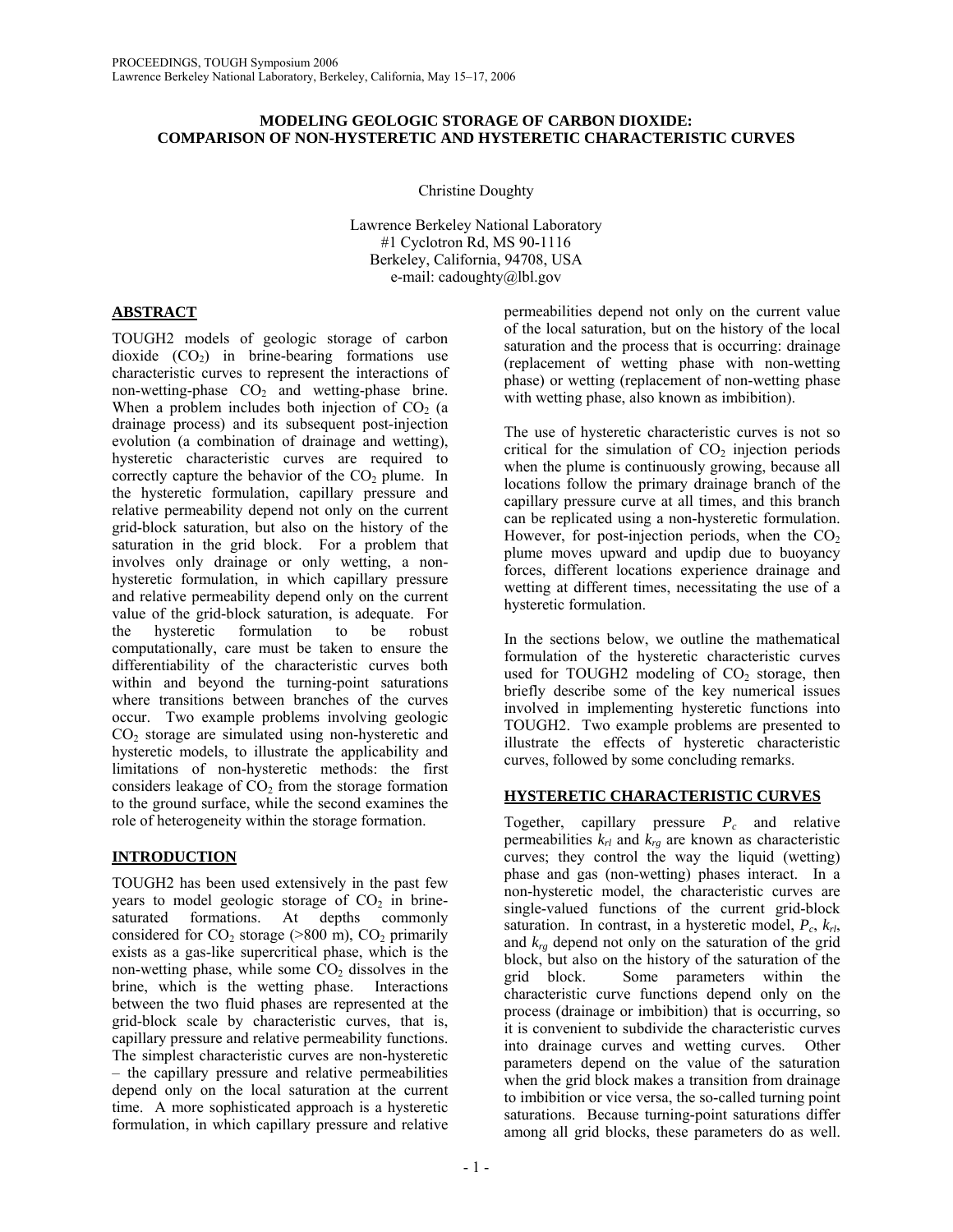# MODELING GEOLOGIC STORAGE OF CARBON DIOXIDE: COMPARISON OF NON-HYSTERETIC AND HYSTERETIC CHARACTERISTIC CURVES

Christine Doughty

Lawrence Berkeley National Laboratory
#1 Cyclotron Rd, MS 90-1116
Berkeley, California, 94708, USA
e-mail: cadoughty@lbl.gov

## ABSTRACT

TOUGH2 models of geologic storage of carbon dioxide ($CO_2$) in brine-bearing formations use characteristic curves to represent the interactions of non-wetting-phase $CO_2$ and wetting-phase brine. When a problem includes both injection of $CO_2$ (a drainage process) and its subsequent post-injection evolution (a combination of drainage and wetting), hysteretic characteristic curves are required to correctly capture the behavior of the $CO_2$ plume. In the hysteretic formulation, capillary pressure and relative permeability depend not only on the current grid-block saturation, but also on the history of the saturation in the grid block. For a problem that involves only drainage or only wetting, a non-hysteretic formulation, in which capillary pressure and relative permeability depend only on the current value of the grid-block saturation, is adequate. For the hysteretic formulation to be robust computationally, care must be taken to ensure the differentiability of the characteristic curves both within and beyond the turning-point saturations where transitions between branches of the curves occur. Two example problems involving geologic $CO_2$ storage are simulated using non-hysteretic and hysteretic models, to illustrate the applicability and limitations of non-hysteretic methods: the first considers leakage of $CO_2$ from the storage formation to the ground surface, while the second examines the role of heterogeneity within the storage formation.

## INTRODUCTION

TOUGH2 has been used extensively in the past few years to model geologic storage of $CO_2$ in brine-saturated formations. At depths commonly considered for $CO_2$ storage (>800 m), $CO_2$ primarily exists as a gas-like supercritical phase, which is the non-wetting phase, while some $CO_2$ dissolves in the brine, which is the wetting phase. Interactions between the two fluid phases are represented at the grid-block scale by characteristic curves, that is, capillary pressure and relative permeability functions. The simplest characteristic curves are non-hysteretic – the capillary pressure and relative permeabilities depend only on the local saturation at the current time. A more sophisticated approach is a hysteretic formulation, in which capillary pressure and relative permeabilities depend not only on the current value of the local saturation, but on the history of the local saturation and the process that is occurring: drainage (replacement of wetting phase with non-wetting phase) or wetting (replacement of non-wetting phase with wetting phase, also known as imbibition).

The use of hysteretic characteristic curves is not so critical for the simulation of $CO_2$ injection periods when the plume is continuously growing, because all locations follow the primary drainage branch of the capillary pressure curve at all times, and this branch can be replicated using a non-hysteretic formulation. However, for post-injection periods, when the $CO_2$ plume moves upward and updip due to buoyancy forces, different locations experience drainage and wetting at different times, necessitating the use of a hysteretic formulation.

In the sections below, we outline the mathematical formulation of the hysteretic characteristic curves used for TOUGH2 modeling of $CO_2$ storage, then briefly describe some of the key numerical issues involved in implementing hysteretic functions into TOUGH2. Two example problems are presented to illustrate the effects of hysteretic characteristic curves, followed by some concluding remarks.

## HYSTERETIC CHARACTERISTIC CURVES

Together, capillary pressure $P_c$ and relative permeabilities $k_{rl}$ and $k_{rg}$ are known as characteristic curves; they control the way the liquid (wetting) phase and gas (non-wetting) phases interact. In a non-hysteretic model, the characteristic curves are single-valued functions of the current grid-block saturation. In contrast, in a hysteretic model, $P_c$, $k_{rl}$, and $k_{rg}$ depend not only on the saturation of the grid block, but also on the history of the saturation of the grid block. Some parameters within the characteristic curve functions depend only on the process (drainage or imbibition) that is occurring, so it is convenient to subdivide the characteristic curves into drainage curves and wetting curves. Other parameters depend on the value of the saturation when the grid block makes a transition from drainage to imbibition or vice versa, the so-called turning point saturations. Because turning-point saturations differ among all grid blocks, these parameters do as well.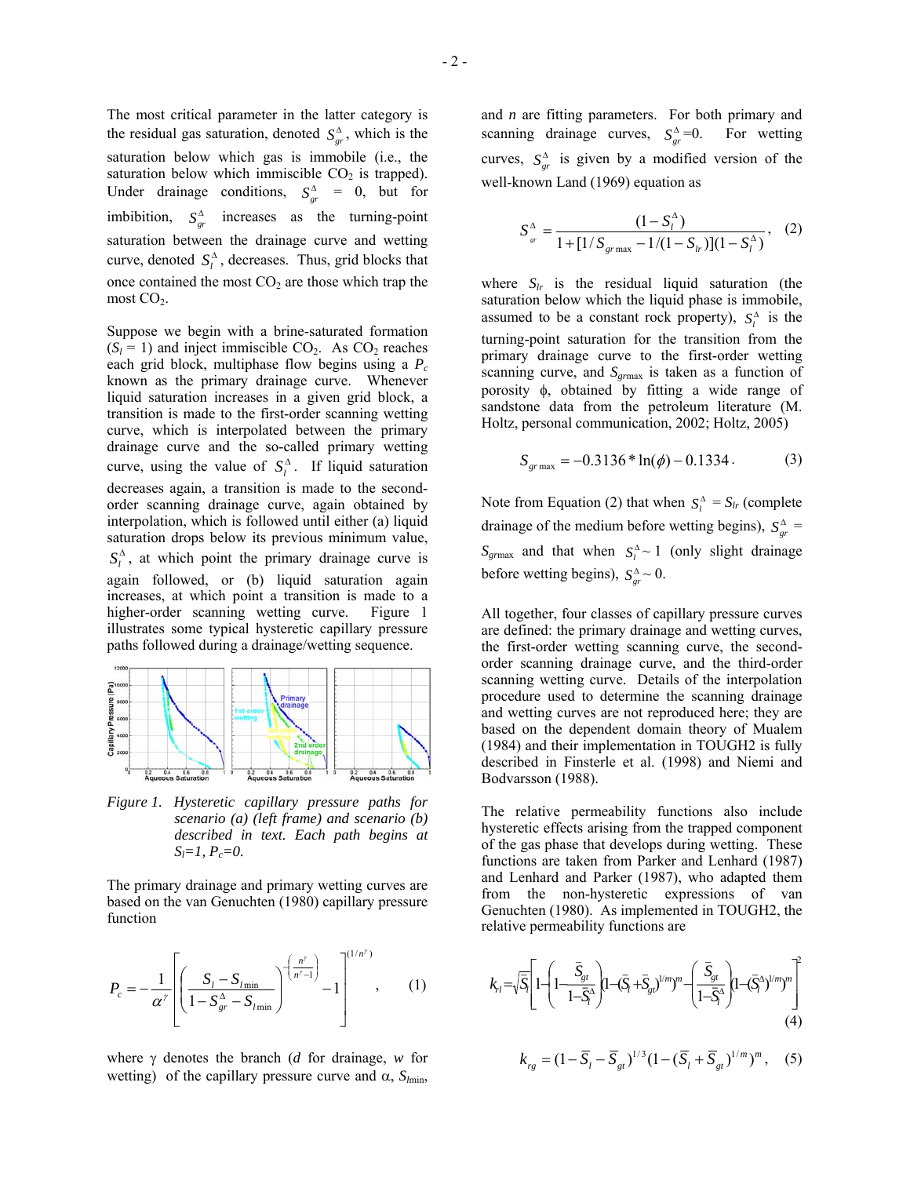The most critical parameter in the latter category is the residual gas saturation, denoted $S_{gr}^{\Delta}$, which is the saturation below which gas is immobile (i.e., the saturation below which immiscible $CO_2$ is trapped). Under drainage conditions, $S_{gr}^{\Delta}$ = 0, but for imbibition, $S_{gr}^{\Delta}$ increases as the turning-point saturation between the drainage curve and wetting curve, denoted $S_l^{\Delta}$, decreases. Thus, grid blocks that once contained the most $CO_2$ are those which trap the most $CO_2$.

Suppose we begin with a brine-saturated formation ($S_l$ = 1) and inject immiscible $CO_2$. As $CO_2$ reaches each grid block, multiphase flow begins using a $P_c$ known as the primary drainage curve. Whenever liquid saturation increases in a given grid block, a transition is made to the first-order scanning wetting curve, which is interpolated between the primary drainage curve and the so-called primary wetting curve, using the value of $S_l^{\Delta}$. If liquid saturation decreases again, a transition is made to the second-order scanning drainage curve, again obtained by interpolation, which is followed until either (a) liquid saturation drops below its previous minimum value, $S_l^{\Delta}$, at which point the primary drainage curve is again followed, or (b) liquid saturation again increases, at which point a transition is made to a higher-order scanning wetting curve. Figure 1 illustrates some typical hysteretic capillary pressure paths followed during a drainage/wetting sequence.

*Figure 1. Hysteretic capillary pressure paths for scenario (a) (left frame) and scenario (b) described in text. Each path begins at $S_l$=1, $P_c$=0.*

The primary drainage and primary wetting curves are based on the van Genuchten (1980) capillary pressure function

$$P_c = -\frac{1}{\alpha^{\gamma}}\left[\left(\frac{S_l - S_{l\min}}{1 - S_{gr}^{\Delta} - S_{l\min}}\right)^{-\left(\frac{n^{\gamma}}{n^{\gamma}-1}\right)} - 1\right]^{(1/n^{\gamma})}, \qquad (1)$$

where γ denotes the branch (*d* for drainage, *w* for wetting) of the capillary pressure curve and α, $S_{l\min}$, and *n* are fitting parameters. For both primary and scanning drainage curves, $S_{gr}^{\Delta}$=0. For wetting curves, $S_{gr}^{\Delta}$ is given by a modified version of the well-known Land (1969) equation as

$$S_{gr}^{\Delta} = \frac{(1 - S_l^{\Delta})}{1 + [1/S_{gr\max} - 1/(1 - S_{lr})](1 - S_l^{\Delta})}, \qquad (2)$$

where $S_{lr}$ is the residual liquid saturation (the saturation below which the liquid phase is immobile, assumed to be a constant rock property), $S_l^{\Delta}$ is the turning-point saturation for the transition from the primary drainage curve to the first-order wetting scanning curve, and $S_{gr\max}$ is taken as a function of porosity $\phi$, obtained by fitting a wide range of sandstone data from the petroleum literature (M. Holtz, personal communication, 2002; Holtz, 2005)

$$S_{gr\max} = -0.3136 * \ln(\phi) - 0.1334. \qquad (3)$$

Note from Equation (2) that when $S_l^{\Delta} = S_{lr}$ (complete drainage of the medium before wetting begins), $S_{gr}^{\Delta}$ = $S_{gr\max}$ and that when $S_l^{\Delta} \sim 1$ (only slight drainage before wetting begins), $S_{gr}^{\Delta} \sim 0$.

All together, four classes of capillary pressure curves are defined: the primary drainage and wetting curves, the first-order wetting scanning curve, the second-order scanning drainage curve, and the third-order scanning wetting curve. Details of the interpolation procedure used to determine the scanning drainage and wetting curves are not reproduced here; they are based on the dependent domain theory of Mualem (1984) and their implementation in TOUGH2 is fully described in Finsterle et al. (1998) and Niemi and Bodvarsson (1988).

The relative permeability functions also include hysteretic effects arising from the trapped component of the gas phase that develops during wetting. These functions are taken from Parker and Lenhard (1987) and Lenhard and Parker (1987), who adapted them from the non-hysteretic expressions of van Genuchten (1980). As implemented in TOUGH2, the relative permeability functions are

$$k_{rl} = \sqrt{\bar{S}_l}\left[1 - \left(1 - \frac{\bar{S}_{gt}}{1 - \bar{S}_l^{\Delta}}\right)\left(1 - (\bar{S}_l + \bar{S}_{gt})^{1/m}\right)^m - \left(\frac{\bar{S}_{gt}}{1 - \bar{S}_l^{\Delta}}\right)\left(1 - (\bar{S}_l^{\Delta})^{1/m}\right)^m\right]^2 \qquad (4)$$

$$k_{rg} = (1 - \bar{S}_l - \bar{S}_{gt})^{1/3}\left(1 - (\bar{S}_l + \bar{S}_{gt})^{1/m}\right)^m, \qquad (5)$$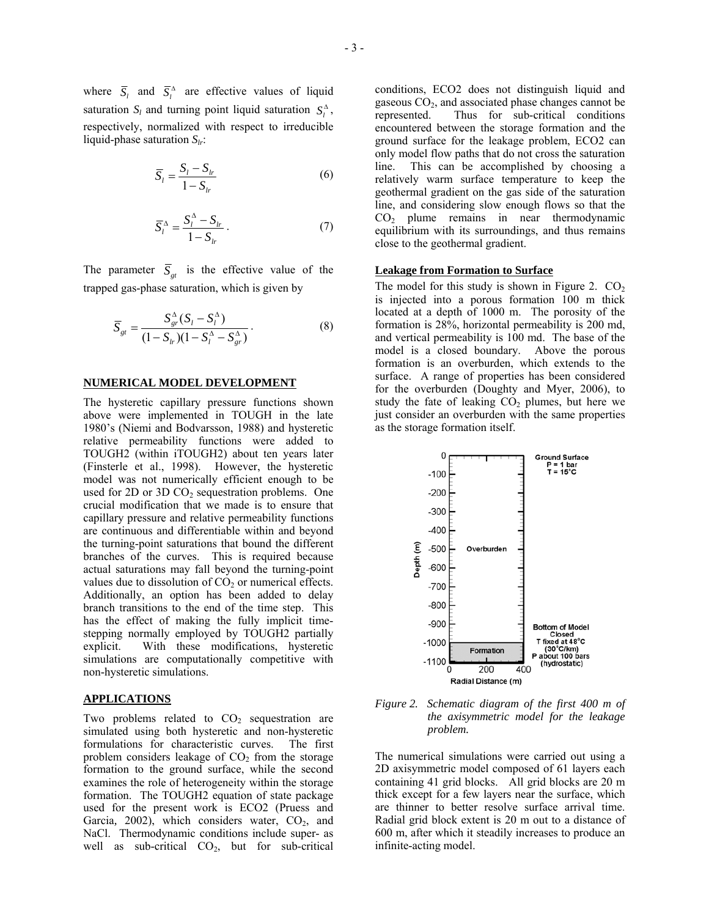where $\overline{S}_l$ and $\overline{S}_l^\Delta$ are effective values of liquid saturation $S_l$ and turning point liquid saturation $S_l^\Delta$, respectively, normalized with respect to irreducible liquid-phase saturation $S_{lr}$:

$$\overline{S}_l = \frac{S_l - S_{lr}}{1 - S_{lr}} \qquad (6)$$

$$\overline{S}_l^\Delta = \frac{S_l^\Delta - S_{lr}}{1 - S_{lr}}. \qquad (7)$$

The parameter $\overline{S}_{gt}$ is the effective value of the trapped gas-phase saturation, which is given by

$$\overline{S}_{gt} = \frac{S_{gr}^\Delta (S_l - S_l^\Delta)}{(1 - S_{lr})(1 - S_l^\Delta - S_{gr}^\Delta)}. \qquad (8)$$

## NUMERICAL MODEL DEVELOPMENT

The hysteretic capillary pressure functions shown above were implemented in TOUGH in the late 1980's (Niemi and Bodvarsson, 1988) and hysteretic relative permeability functions were added to TOUGH2 (within iTOUGH2) about ten years later (Finsterle et al., 1998). However, the hysteretic model was not numerically efficient enough to be used for 2D or 3D $CO_2$ sequestration problems. One crucial modification that we made is to ensure that capillary pressure and relative permeability functions are continuous and differentiable within and beyond the turning-point saturations that bound the different branches of the curves. This is required because actual saturations may fall beyond the turning-point values due to dissolution of $CO_2$ or numerical effects. Additionally, an option has been added to delay branch transitions to the end of the time step. This has the effect of making the fully implicit time-stepping normally employed by TOUGH2 partially explicit. With these modifications, hysteretic simulations are computationally competitive with non-hysteretic simulations.

## APPLICATIONS

Two problems related to $CO_2$ sequestration are simulated using both hysteretic and non-hysteretic formulations for characteristic curves. The first problem considers leakage of $CO_2$ from the storage formation to the ground surface, while the second examines the role of heterogeneity within the storage formation. The TOUGH2 equation of state package used for the present work is ECO2 (Pruess and Garcia, 2002), which considers water, $CO_2$, and NaCl. Thermodynamic conditions include super- as well as sub-critical $CO_2$, but for sub-critical conditions, ECO2 does not distinguish liquid and gaseous $CO_2$, and associated phase changes cannot be represented. Thus for sub-critical conditions encountered between the storage formation and the ground surface for the leakage problem, ECO2 can only model flow paths that do not cross the saturation line. This can be accomplished by choosing a relatively warm surface temperature to keep the geothermal gradient on the gas side of the saturation line, and considering slow enough flows so that the $CO_2$ plume remains in near thermodynamic equilibrium with its surroundings, and thus remains close to the geothermal gradient.

### Leakage from Formation to Surface

The model for this study is shown in Figure 2. $CO_2$ is injected into a porous formation 100 m thick located at a depth of 1000 m. The porosity of the formation is 28%, horizontal permeability is 200 md, and vertical permeability is 100 md. The base of the model is a closed boundary. Above the porous formation is an overburden, which extends to the surface. A range of properties has been considered for the overburden (Doughty and Myer, 2006), to study the fate of leaking $CO_2$ plumes, but here we just consider an overburden with the same properties as the storage formation itself.

*Figure 2. Schematic diagram of the first 400 m of the axisymmetric model for the leakage problem.*

The numerical simulations were carried out using a 2D axisymmetric model composed of 61 layers each containing 41 grid blocks. All grid blocks are 20 m thick except for a few layers near the surface, which are thinner to better resolve surface arrival time. Radial grid block extent is 20 m out to a distance of 600 m, after which it steadily increases to produce an infinite-acting model.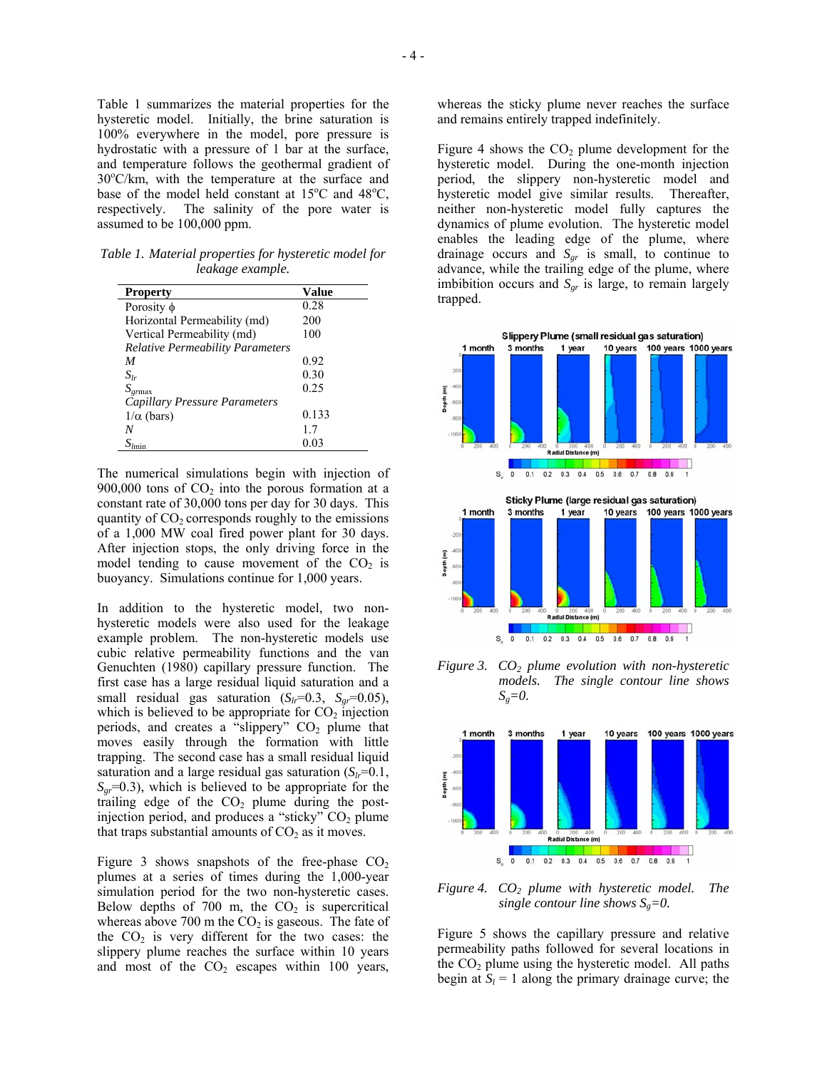Table 1 summarizes the material properties for the hysteretic model. Initially, the brine saturation is 100% everywhere in the model, pore pressure is hydrostatic with a pressure of 1 bar at the surface, and temperature follows the geothermal gradient of 30°C/km, with the temperature at the surface and base of the model held constant at 15°C and 48°C, respectively. The salinity of the pore water is assumed to be 100,000 ppm.

*Table 1. Material properties for hysteretic model for leakage example.*

| Property | Value |
|---|---|
| Porosity $\phi$ | 0.28 |
| Horizontal Permeability (md) | 200 |
| Vertical Permeability (md) | 100 |
| *Relative Permeability Parameters* | |
| $M$ | 0.92 |
| $S_{lr}$ | 0.30 |
| $S_{grmax}$ | 0.25 |
| *Capillary Pressure Parameters* | |
| $1/\alpha$ (bars) | 0.133 |
| $N$ | 1.7 |
| $S_{lmin}$ | 0.03 |

The numerical simulations begin with injection of 900,000 tons of $CO_2$ into the porous formation at a constant rate of 30,000 tons per day for 30 days. This quantity of $CO_2$ corresponds roughly to the emissions of a 1,000 MW coal fired power plant for 30 days. After injection stops, the only driving force in the model tending to cause movement of the $CO_2$ is buoyancy. Simulations continue for 1,000 years.

In addition to the hysteretic model, two non-hysteretic models were also used for the leakage example problem. The non-hysteretic models use cubic relative permeability functions and the van Genuchten (1980) capillary pressure function. The first case has a large residual liquid saturation and a small residual gas saturation ($S_{lr}$=0.3, $S_{gr}$=0.05), which is believed to be appropriate for $CO_2$ injection periods, and creates a "slippery" $CO_2$ plume that moves easily through the formation with little trapping. The second case has a small residual liquid saturation and a large residual gas saturation ($S_{lr}$=0.1, $S_{gr}$=0.3), which is believed to be appropriate for the trailing edge of the $CO_2$ plume during the post-injection period, and produces a "sticky" $CO_2$ plume that traps substantial amounts of $CO_2$ as it moves.

Figure 3 shows snapshots of the free-phase $CO_2$ plumes at a series of times during the 1,000-year simulation period for the two non-hysteretic cases. Below depths of 700 m, the $CO_2$ is supercritical whereas above 700 m the $CO_2$ is gaseous. The fate of the $CO_2$ is very different for the two cases: the slippery plume reaches the surface within 10 years and most of the $CO_2$ escapes within 100 years, whereas the sticky plume never reaches the surface and remains entirely trapped indefinitely.

Figure 4 shows the $CO_2$ plume development for the hysteretic model. During the one-month injection period, the slippery non-hysteretic model and hysteretic model give similar results. Thereafter, neither non-hysteretic model fully captures the dynamics of plume evolution. The hysteretic model enables the leading edge of the plume, where drainage occurs and $S_{gr}$ is small, to continue to advance, while the trailing edge of the plume, where imbibition occurs and $S_{gr}$ is large, to remain largely trapped.

*Figure 3. $CO_2$ plume evolution with non-hysteretic models. The single contour line shows $S_g$=0.*

*Figure 4. $CO_2$ plume with hysteretic model. The single contour line shows $S_g$=0.*

Figure 5 shows the capillary pressure and relative permeability paths followed for several locations in the $CO_2$ plume using the hysteretic model. All paths begin at $S_l$ = 1 along the primary drainage curve; the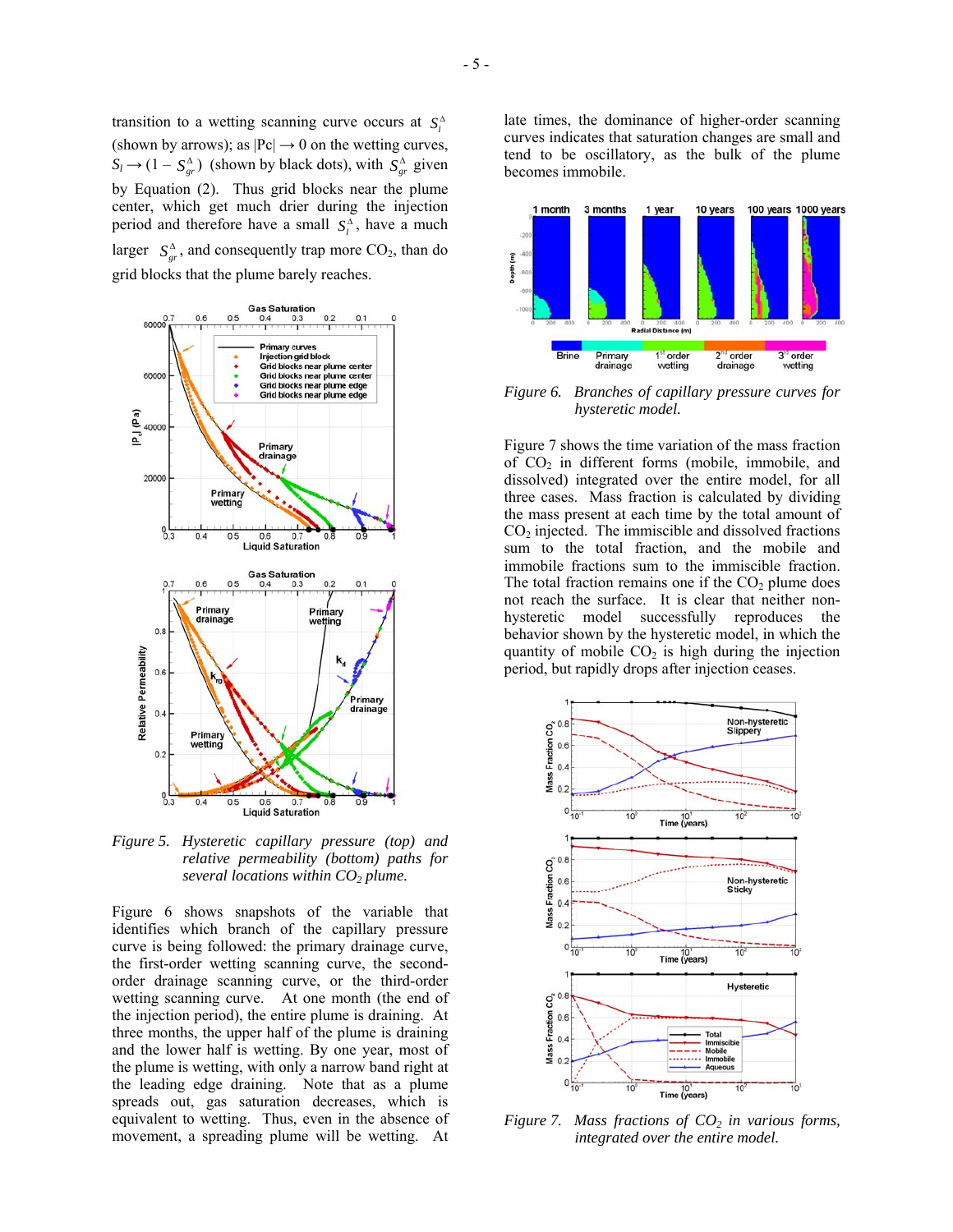transition to a wetting scanning curve occurs at $S_l^\Delta$ (shown by arrows); as $|Pc| \rightarrow 0$ on the wetting curves, $S_l \rightarrow (1 - S_{gr}^\Delta)$ (shown by black dots), with $S_{gr}^\Delta$ given by Equation (2). Thus grid blocks near the plume center, which get much drier during the injection period and therefore have a small $S_l^\Delta$, have a much larger $S_{gr}^\Delta$, and consequently trap more $CO_2$, than do grid blocks that the plume barely reaches.

*Figure 5. Hysteretic capillary pressure (top) and relative permeability (bottom) paths for several locations within $CO_2$ plume.*

Figure 6 shows snapshots of the variable that identifies which branch of the capillary pressure curve is being followed: the primary drainage curve, the first-order wetting scanning curve, the second-order drainage scanning curve, or the third-order wetting scanning curve. At one month (the end of the injection period), the entire plume is draining. At three months, the upper half of the plume is draining and the lower half is wetting. By one year, most of the plume is wetting, with only a narrow band right at the leading edge draining. Note that as a plume spreads out, gas saturation decreases, which is equivalent to wetting. Thus, even in the absence of movement, a spreading plume will be wetting. At late times, the dominance of higher-order scanning curves indicates that saturation changes are small and tend to be oscillatory, as the bulk of the plume becomes immobile.

*Figure 6. Branches of capillary pressure curves for hysteretic model.*

Figure 7 shows the time variation of the mass fraction of $CO_2$ in different forms (mobile, immobile, and dissolved) integrated over the entire model, for all three cases. Mass fraction is calculated by dividing the mass present at each time by the total amount of $CO_2$ injected. The immiscible and dissolved fractions sum to the total fraction, and the mobile and immobile fractions sum to the immiscible fraction. The total fraction remains one if the $CO_2$ plume does not reach the surface. It is clear that neither non-hysteretic model successfully reproduces the behavior shown by the hysteretic model, in which the quantity of mobile $CO_2$ is high during the injection period, but rapidly drops after injection ceases.

*Figure 7. Mass fractions of $CO_2$ in various forms, integrated over the entire model.*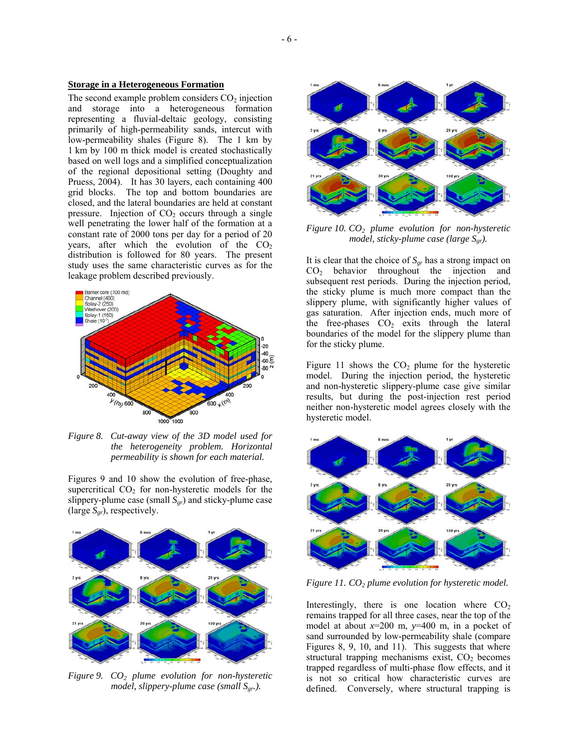### Storage in a Heterogeneous Formation

The second example problem considers $CO_2$ injection and storage into a heterogeneous formation representing a fluvial-deltaic geology, consisting primarily of high-permeability sands, intercut with low-permeability shales (Figure 8). The 1 km by 1 km by 100 m thick model is created stochastically based on well logs and a simplified conceptualization of the regional depositional setting (Doughty and Pruess, 2004). It has 30 layers, each containing 400 grid blocks. The top and bottom boundaries are closed, and the lateral boundaries are held at constant pressure. Injection of $CO_2$ occurs through a single well penetrating the lower half of the formation at a constant rate of 2000 tons per day for a period of 20 years, after which the evolution of the $CO_2$ distribution is followed for 80 years. The present study uses the same characteristic curves as for the leakage problem described previously.

*Figure 8. Cut-away view of the 3D model used for the heterogeneity problem. Horizontal permeability is shown for each material.*

Figures 9 and 10 show the evolution of free-phase, supercritical $CO_2$ for non-hysteretic models for the slippery-plume case (small $S_{gr}$) and sticky-plume case (large $S_{gr}$), respectively.

*Figure 9. $CO_2$ plume evolution for non-hysteretic model, slippery-plume case (small $S_{gr}$.).*

*Figure 10. $CO_2$ plume evolution for non-hysteretic model, sticky-plume case (large $S_{gr}$).*

It is clear that the choice of $S_{gr}$ has a strong impact on $CO_2$ behavior throughout the injection and subsequent rest periods. During the injection period, the sticky plume is much more compact than the slippery plume, with significantly higher values of gas saturation. After injection ends, much more of the free-phases $CO_2$ exits through the lateral boundaries of the model for the slippery plume than for the sticky plume.

Figure 11 shows the $CO_2$ plume for the hysteretic model. During the injection period, the hysteretic and non-hysteretic slippery-plume case give similar results, but during the post-injection rest period neither non-hysteretic model agrees closely with the hysteretic model.

*Figure 11. $CO_2$ plume evolution for hysteretic model.*

Interestingly, there is one location where $CO_2$ remains trapped for all three cases, near the top of the model at about $x$=200 m, $y$=400 m, in a pocket of sand surrounded by low-permeability shale (compare Figures 8, 9, 10, and 11). This suggests that where structural trapping mechanisms exist, $CO_2$ becomes trapped regardless of multi-phase flow effects, and it is not so critical how characteristic curves are defined. Conversely, where structural trapping is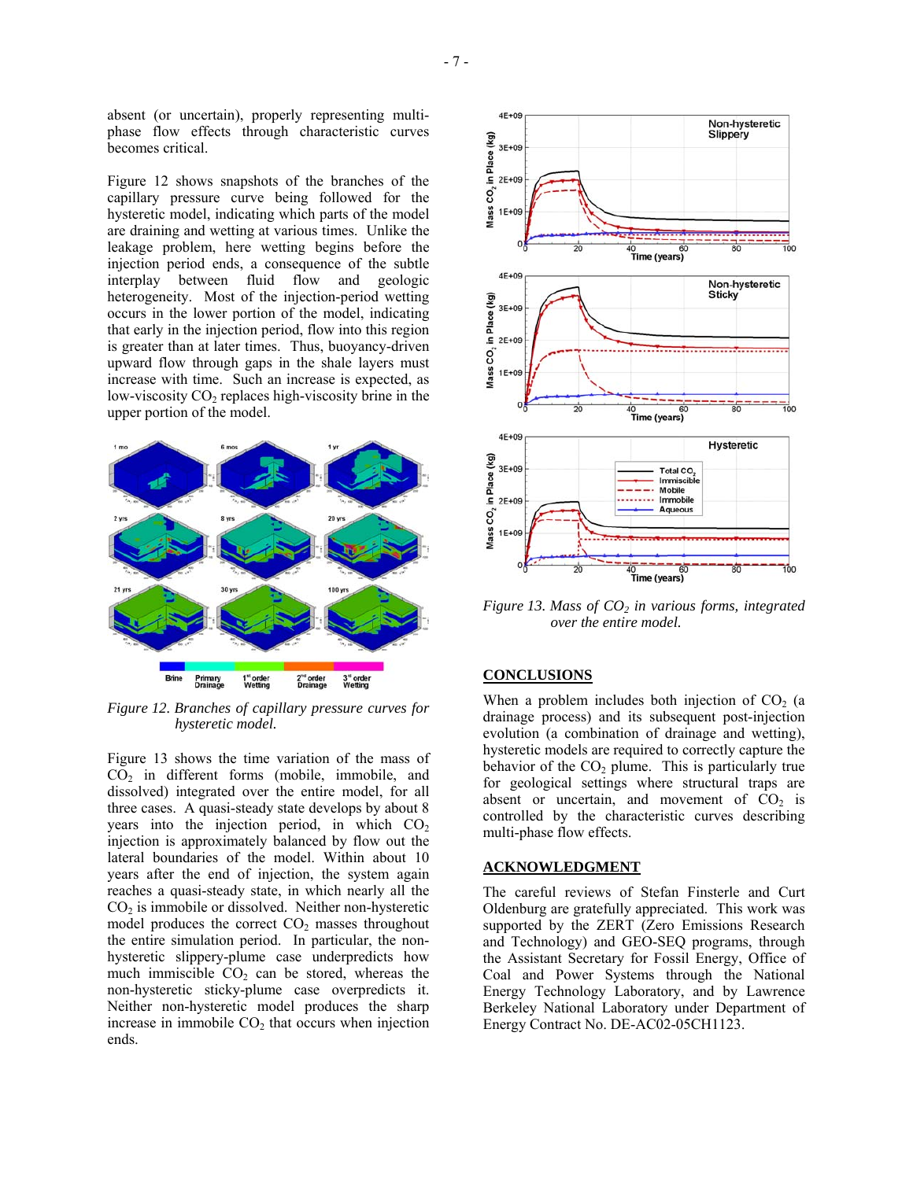absent (or uncertain), properly representing multi-phase flow effects through characteristic curves becomes critical.

Figure 12 shows snapshots of the branches of the capillary pressure curve being followed for the hysteretic model, indicating which parts of the model are draining and wetting at various times. Unlike the leakage problem, here wetting begins before the injection period ends, a consequence of the subtle interplay between fluid flow and geologic heterogeneity. Most of the injection-period wetting occurs in the lower portion of the model, indicating that early in the injection period, flow into this region is greater than at later times. Thus, buoyancy-driven upward flow through gaps in the shale layers must increase with time. Such an increase is expected, as low-viscosity $CO_2$ replaces high-viscosity brine in the upper portion of the model.

*Figure 12. Branches of capillary pressure curves for hysteretic model.*

Figure 13 shows the time variation of the mass of $CO_2$ in different forms (mobile, immobile, and dissolved) integrated over the entire model, for all three cases. A quasi-steady state develops by about 8 years into the injection period, in which $CO_2$ injection is approximately balanced by flow out the lateral boundaries of the model. Within about 10 years after the end of injection, the system again reaches a quasi-steady state, in which nearly all the $CO_2$ is immobile or dissolved. Neither non-hysteretic model produces the correct $CO_2$ masses throughout the entire simulation period. In particular, the non-hysteretic slippery-plume case underpredicts how much immiscible $CO_2$ can be stored, whereas the non-hysteretic sticky-plume case overpredicts it. Neither non-hysteretic model produces the sharp increase in immobile $CO_2$ that occurs when injection ends.

*Figure 13. Mass of $CO_2$ in various forms, integrated over the entire model.*

## CONCLUSIONS

When a problem includes both injection of $CO_2$ (a drainage process) and its subsequent post-injection evolution (a combination of drainage and wetting), hysteretic models are required to correctly capture the behavior of the $CO_2$ plume. This is particularly true for geological settings where structural traps are absent or uncertain, and movement of $CO_2$ is controlled by the characteristic curves describing multi-phase flow effects.

## ACKNOWLEDGMENT

The careful reviews of Stefan Finsterle and Curt Oldenburg are gratefully appreciated. This work was supported by the ZERT (Zero Emissions Research and Technology) and GEO-SEQ programs, through the Assistant Secretary for Fossil Energy, Office of Coal and Power Systems through the National Energy Technology Laboratory, and by Lawrence Berkeley National Laboratory under Department of Energy Contract No. DE-AC02-05CH1123.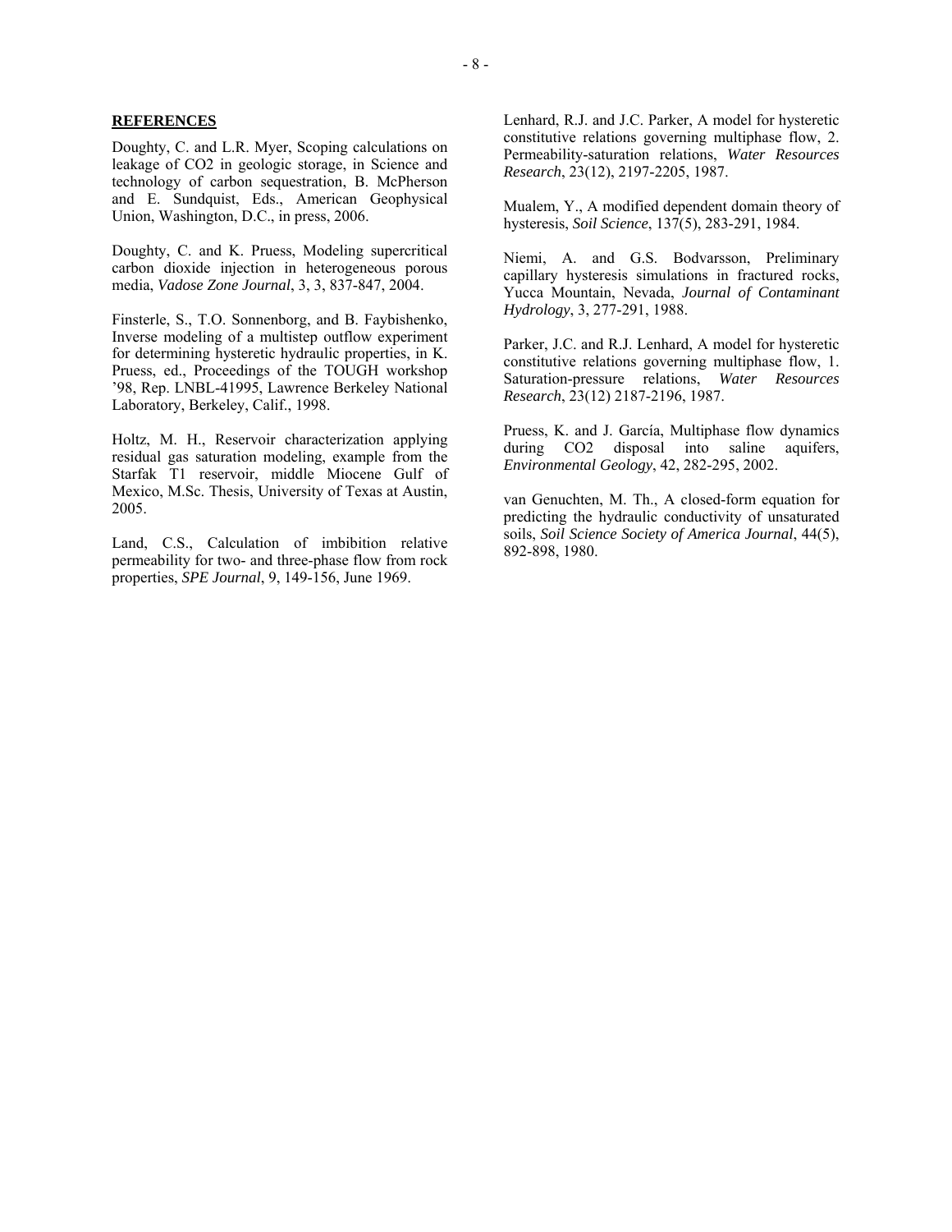**REFERENCES**

Doughty, C. and L.R. Myer, Scoping calculations on leakage of CO2 in geologic storage, in Science and technology of carbon sequestration, B. McPherson and E. Sundquist, Eds., American Geophysical Union, Washington, D.C., in press, 2006.

Doughty, C. and K. Pruess, Modeling supercritical carbon dioxide injection in heterogeneous porous media, *Vadose Zone Journal*, 3, 3, 837-847, 2004.

Finsterle, S., T.O. Sonnenborg, and B. Faybishenko, Inverse modeling of a multistep outflow experiment for determining hysteretic hydraulic properties, in K. Pruess, ed., Proceedings of the TOUGH workshop '98, Rep. LNBL-41995, Lawrence Berkeley National Laboratory, Berkeley, Calif., 1998.

Holtz, M. H., Reservoir characterization applying residual gas saturation modeling, example from the Starfak T1 reservoir, middle Miocene Gulf of Mexico, M.Sc. Thesis, University of Texas at Austin, 2005.

Land, C.S., Calculation of imbibition relative permeability for two- and three-phase flow from rock properties, *SPE Journal*, 9, 149-156, June 1969.

Lenhard, R.J. and J.C. Parker, A model for hysteretic constitutive relations governing multiphase flow, 2. Permeability-saturation relations, *Water Resources Research*, 23(12), 2197-2205, 1987.

Mualem, Y., A modified dependent domain theory of hysteresis, *Soil Science*, 137(5), 283-291, 1984.

Niemi, A. and G.S. Bodvarsson, Preliminary capillary hysteresis simulations in fractured rocks, Yucca Mountain, Nevada, *Journal of Contaminant Hydrology*, 3, 277-291, 1988.

Parker, J.C. and R.J. Lenhard, A model for hysteretic constitutive relations governing multiphase flow, 1. Saturation-pressure relations, *Water Resources Research*, 23(12) 2187-2196, 1987.

Pruess, K. and J. García, Multiphase flow dynamics during CO2 disposal into saline aquifers, *Environmental Geology*, 42, 282-295, 2002.

van Genuchten, M. Th., A closed-form equation for predicting the hydraulic conductivity of unsaturated soils, *Soil Science Society of America Journal*, 44(5), 892-898, 1980.